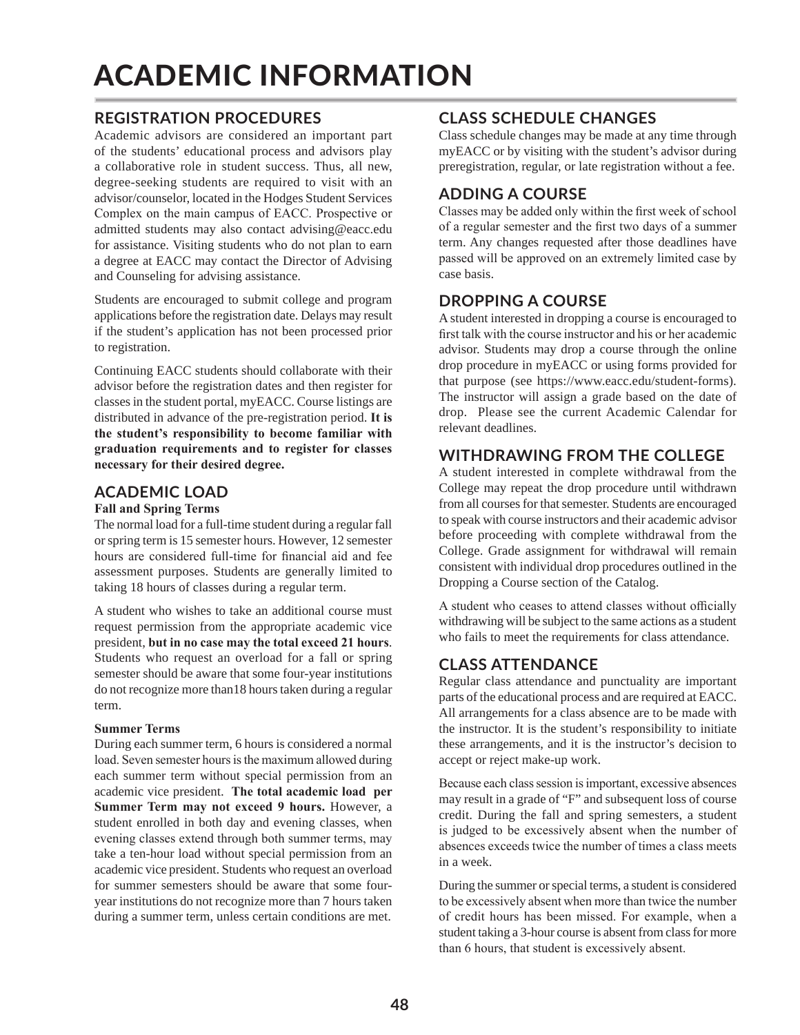# ACADEMIC INFORMATION

## REGISTRATION PROCEDURES

Academic advisors are considered an important part of the students' educational process and advisors play a collaborative role in student success. Thus, all new, degree-seeking students are required to visit with an advisor/counselor, located in the Hodges Student Services Complex on the main campus of EACC. Prospective or admitted students may also contact advising@eacc.edu for assistance. Visiting students who do not plan to earn a degree at EACC may contact the Director of Advising and Counseling for advising assistance.

Students are encouraged to submit college and program applications before the registration date. Delays may result if the student's application has not been processed prior to registration.

Continuing EACC students should collaborate with their advisor before the registration dates and then register for classes in the student portal, myEACC. Course listings are distributed in advance of the pre-registration period. **It is the student's responsibility to become familiar with graduation requirements and to register for classes necessary for their desired degree.**

## ACADEMIC LOAD

**Fall and Spring Terms**

The normal load for a full-time student during a regular fall or spring term is 15 semester hours. However, 12 semester hours are considered full-time for financial aid and fee assessment purposes. Students are generally limited to taking 18 hours of classes during a regular term.

A student who wishes to take an additional course must request permission from the appropriate academic vice president, **but in no case may the total exceed 21 hours**. Students who request an overload for a fall or spring semester should be aware that some four-year institutions do not recognize more than18 hours taken during a regular term.

**Summer Terms**

During each summer term, 6 hours is considered a normal load. Seven semester hours is the maximum allowed during each summer term without special permission from an academic vice president. **The total academic load per Summer Term may not exceed 9 hours.** However, a student enrolled in both day and evening classes, when evening classes extend through both summer terms, may take a ten-hour load without special permission from an academic vice president. Students who request an overload for summer semesters should be aware that some four-year institutions do not recognize more than 7 hours taken during a summer term, unless certain conditions are met.

## CLASS SCHEDULE CHANGES

Class schedule changes may be made at any time through myEACC or by visiting with the student's advisor during preregistration, regular, or late registration without a fee.

## ADDING A COURSE

Classes may be added only within the first week of school of a regular semester and the first two days of a summer term. Any changes requested after those deadlines have passed will be approved on an extremely limited case by case basis.

## DROPPING A COURSE

A student interested in dropping a course is encouraged to first talk with the course instructor and his or her academic advisor. Students may drop a course through the online drop procedure in myEACC or using forms provided for that purpose (see https://www.eacc.edu/student-forms). The instructor will assign a grade based on the date of drop. Please see the current Academic Calendar for relevant deadlines.

## WITHDRAWING FROM THE COLLEGE

A student interested in complete withdrawal from the College may repeat the drop procedure until withdrawn from all courses for that semester. Students are encouraged to speak with course instructors and their academic advisor before proceeding with complete withdrawal from the College. Grade assignment for withdrawal will remain consistent with individual drop procedures outlined in the Dropping a Course section of the Catalog.

A student who ceases to attend classes without officially withdrawing will be subject to the same actions as a student who fails to meet the requirements for class attendance.

## CLASS ATTENDANCE

Regular class attendance and punctuality are important parts of the educational process and are required at EACC. All arrangements for a class absence are to be made with the instructor. It is the student's responsibility to initiate these arrangements, and it is the instructor's decision to accept or reject make-up work.

Because each class session is important, excessive absences may result in a grade of "F" and subsequent loss of course credit. During the fall and spring semesters, a student is judged to be excessively absent when the number of absences exceeds twice the number of times a class meets in a week.

During the summer or special terms, a student is considered to be excessively absent when more than twice the number of credit hours has been missed. For example, when a student taking a 3-hour course is absent from class for more than 6 hours, that student is excessively absent.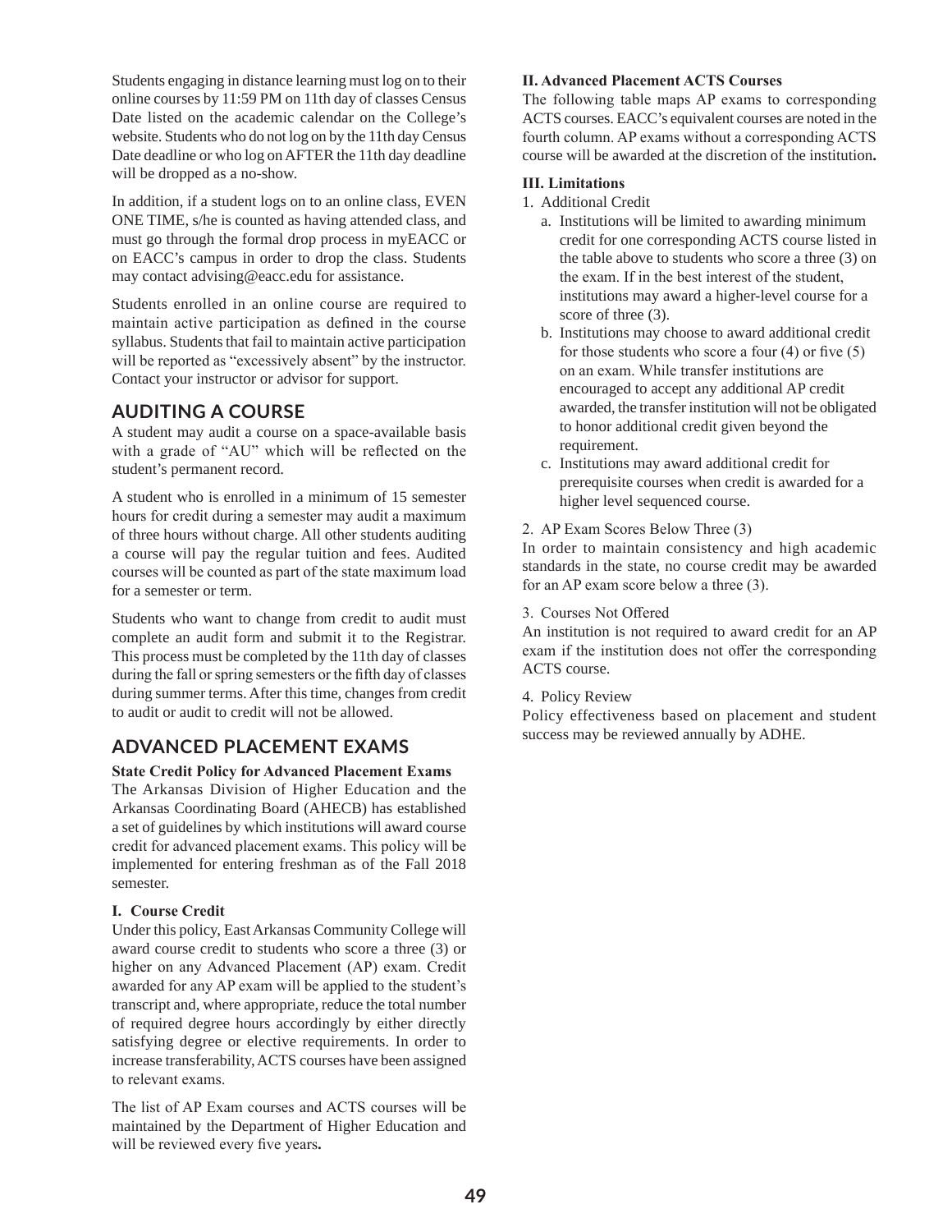Students engaging in distance learning must log on to their online courses by 11:59 PM on 11th day of classes Census Date listed on the academic calendar on the College's website. Students who do not log on by the 11th day Census Date deadline or who log on AFTER the 11th day deadline will be dropped as a no-show.

In addition, if a student logs on to an online class, EVEN ONE TIME, s/he is counted as having attended class, and must go through the formal drop process in myEACC or on EACC's campus in order to drop the class. Students may contact advising@eacc.edu for assistance.

Students enrolled in an online course are required to maintain active participation as defined in the course syllabus. Students that fail to maintain active participation will be reported as "excessively absent" by the instructor. Contact your instructor or advisor for support.

## AUDITING A COURSE

A student may audit a course on a space-available basis with a grade of "AU" which will be reflected on the student's permanent record.

A student who is enrolled in a minimum of 15 semester hours for credit during a semester may audit a maximum of three hours without charge. All other students auditing a course will pay the regular tuition and fees. Audited courses will be counted as part of the state maximum load for a semester or term.

Students who want to change from credit to audit must complete an audit form and submit it to the Registrar. This process must be completed by the 11th day of classes during the fall or spring semesters or the fifth day of classes during summer terms. After this time, changes from credit to audit or audit to credit will not be allowed.

## ADVANCED PLACEMENT EXAMS

**State Credit Policy for Advanced Placement Exams**

The Arkansas Division of Higher Education and the Arkansas Coordinating Board (AHECB) has established a set of guidelines by which institutions will award course credit for advanced placement exams. This policy will be implemented for entering freshman as of the Fall 2018 semester.

**I. Course Credit**

Under this policy, East Arkansas Community College will award course credit to students who score a three (3) or higher on any Advanced Placement (AP) exam. Credit awarded for any AP exam will be applied to the student's transcript and, where appropriate, reduce the total number of required degree hours accordingly by either directly satisfying degree or elective requirements. In order to increase transferability, ACTS courses have been assigned to relevant exams.

The list of AP Exam courses and ACTS courses will be maintained by the Department of Higher Education and will be reviewed every five years**.**

**II. Advanced Placement ACTS Courses**

The following table maps AP exams to corresponding ACTS courses. EACC's equivalent courses are noted in the fourth column. AP exams without a corresponding ACTS course will be awarded at the discretion of the institution**.**

**III. Limitations**

1. Additional Credit
   a. Institutions will be limited to awarding minimum credit for one corresponding ACTS course listed in the table above to students who score a three (3) on the exam. If in the best interest of the student, institutions may award a higher-level course for a score of three (3).
   b. Institutions may choose to award additional credit for those students who score a four (4) or five (5) on an exam. While transfer institutions are encouraged to accept any additional AP credit awarded, the transfer institution will not be obligated to honor additional credit given beyond the requirement.
   c. Institutions may award additional credit for prerequisite courses when credit is awarded for a higher level sequenced course.

2. AP Exam Scores Below Three (3)

In order to maintain consistency and high academic standards in the state, no course credit may be awarded for an AP exam score below a three (3).

3. Courses Not Offered

An institution is not required to award credit for an AP exam if the institution does not offer the corresponding ACTS course.

4. Policy Review

Policy effectiveness based on placement and student success may be reviewed annually by ADHE.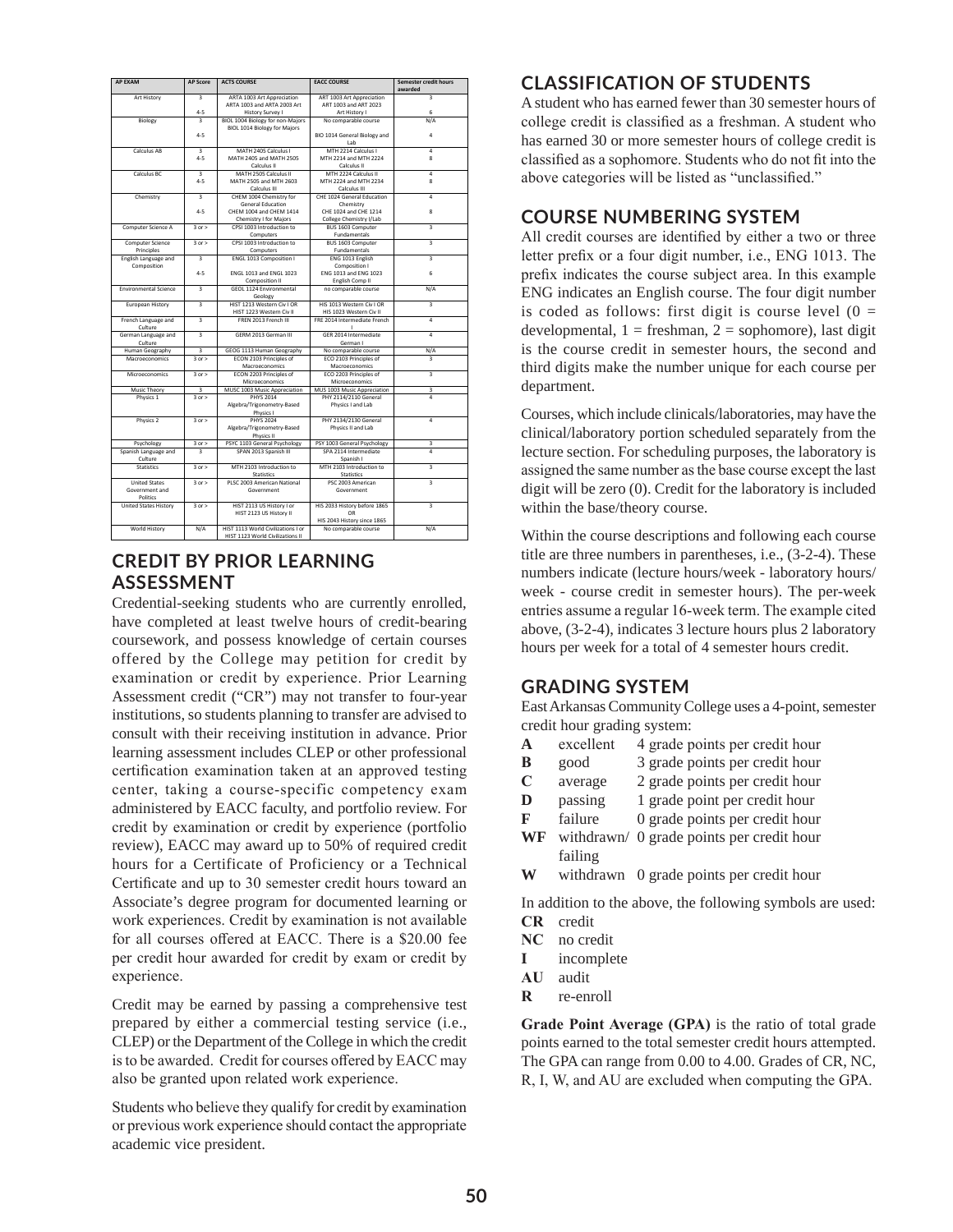| AP EXAM | AP Score | ACTS COURSE | EACC COURSE | Semester credit hours awarded |
|---|---|---|---|---|
| Art History | 3<br>4-5 | ARTA 1003 Art Appreciation<br>ARTA 1003 and ARTA 2003 Art History Survey I | ART 1003 Art Appreciation<br>ART 1003 and ART 2023 Art History I | 3<br>6 |
| Biology | 3<br>4-5 | BIOL 1004 Biology for non-Majors<br>BIOL 1014 Biology for Majors | No comparable course<br>BIO 1014 General Biology and Lab | N/A<br>4 |
| Calculus AB | 3<br>4-5 | MATH 2405 Calculus I<br>MATH 2405 and MATH 2505 Calculus II | MTH 2214 Calculus I<br>MTH 2214 and MTH 2224 Calculus II | 4<br>8 |
| Calculus BC | 3<br>4-5 | MATH 2505 Calculus II<br>MATH 2505 and MTH 2603 Calculus III | MTH 2224 Calculus II<br>MTH 2224 and MTH 2234 Calculus III | 4<br>8 |
| Chemistry | 3<br>4-5 | CHEM 1004 Chemistry for General Education<br>CHEM 1004 and CHEM 1414 Chemistry I for Majors | CHE 1024 General Education Chemistry<br>CHE 1024 and CHE 1214 College Chemistry I/Lab | 4<br>8 |
| Computer Science A | 3 or > | CPSI 1003 Introduction to Computers | BUS 1603 Computer Fundamentals | 3 |
| Computer Science Principles | 3 or > | CPSI 1003 Introduction to Computers | BUS 1603 Computer Fundamentals | 3 |
| English Language and Composition | 3<br>4-5 | ENGL 1013 Composition I<br>ENGL 1013 and ENGL 1023 Composition II | ENG 1013 English Composition I<br>ENG 1013 and ENG 1023 English Comp II | 3<br>6 |
| Environmental Science | 3 | GEOL 1124 Environmental Geology | no comparable course | N/A |
| European History | 3 | HIST 1213 Western Civ I OR HIST 1223 Western Civ II | HIS 1013 Western Civ I OR HIS 1023 Western Civ II | 3 |
| French Language and Culture | 3 | FREN 2013 French III | FRE 2014 Intermediate French I | 4 |
| German Language and Culture | 3 | GERM 2013 German III | GER 2014 Intermediate German I | 4 |
| Human Geography | 3 | GEOG 1113 Human Geography | No comparable course | N/A |
| Macroeconomics | 3 or > | ECON 2103 Principles of Macroeconomics | ECO 2103 Principles of Macroeconomics | 3 |
| Microeconomics | 3 or > | ECON 2203 Principles of Microeconomics | ECO 2203 Principles of Microeconomics | 3 |
| Music Theory | 3 | MUSC 1003 Music Appreciation | MUS 1003 Music Appreciation | 3 |
| Physics 1 | 3 or > | PHYS 2014 Algebra/Trigonometry-Based Physics I | PHY 2114/2110 General Physics I and Lab | 4 |
| Physics 2 | 3 or > | PHYS 2024 Algebra/Trigonometry-Based Physics II | PHY 2134/2130 General Physics II and Lab | 4 |
| Psychology | 3 or > | PSYC 1103 General Psychology | PSY 1003 General Psychology | 3 |
| Spanish Language and Culture | 3 | SPAN 2013 Spanish III | SPA 2114 Intermediate Spanish I | 4 |
| Statistics | 3 or > | MTH 2103 Introduction to Statistics | MTH 2103 Introduction to Statistics | 3 |
| United States Government and Politics | 3 or > | PLSC 2003 American National Government | PSC 2003 American Government | 3 |
| United States History | 3 or > | HIST 2113 US History I or HIST 2123 US History II | HIS 2033 History before 1865 OR HIS 2043 History since 1865 | 3 |
| World History | N/A | HIST 1113 World Civilizations I or HIST 1123 World Civilizations II | No comparable course | N/A |

## CREDIT BY PRIOR LEARNING ASSESSMENT

Credential-seeking students who are currently enrolled, have completed at least twelve hours of credit-bearing coursework, and possess knowledge of certain courses offered by the College may petition for credit by examination or credit by experience. Prior Learning Assessment credit ("CR") may not transfer to four-year institutions, so students planning to transfer are advised to consult with their receiving institution in advance. Prior learning assessment includes CLEP or other professional certification examination taken at an approved testing center, taking a course-specific competency exam administered by EACC faculty, and portfolio review. For credit by examination or credit by experience (portfolio review), EACC may award up to 50% of required credit hours for a Certificate of Proficiency or a Technical Certificate and up to 30 semester credit hours toward an Associate's degree program for documented learning or work experiences. Credit by examination is not available for all courses offered at EACC. There is a $20.00 fee per credit hour awarded for credit by exam or credit by experience.

Credit may be earned by passing a comprehensive test prepared by either a commercial testing service (i.e., CLEP) or the Department of the College in which the credit is to be awarded. Credit for courses offered by EACC may also be granted upon related work experience.

Students who believe they qualify for credit by examination or previous work experience should contact the appropriate academic vice president.

## CLASSIFICATION OF STUDENTS

A student who has earned fewer than 30 semester hours of college credit is classified as a freshman. A student who has earned 30 or more semester hours of college credit is classified as a sophomore. Students who do not fit into the above categories will be listed as "unclassified."

## COURSE NUMBERING SYSTEM

All credit courses are identified by either a two or three letter prefix or a four digit number, i.e., ENG 1013. The prefix indicates the course subject area. In this example ENG indicates an English course. The four digit number is coded as follows: first digit is course level (0 = developmental, 1 = freshman, 2 = sophomore), last digit is the course credit in semester hours, the second and third digits make the number unique for each course per department.

Courses, which include clinicals/laboratories, may have the clinical/laboratory portion scheduled separately from the lecture section. For scheduling purposes, the laboratory is assigned the same number as the base course except the last digit will be zero (0). Credit for the laboratory is included within the base/theory course.

Within the course descriptions and following each course title are three numbers in parentheses, i.e., (3-2-4). These numbers indicate (lecture hours/week - laboratory hours/week - course credit in semester hours). The per-week entries assume a regular 16-week term. The example cited above, (3-2-4), indicates 3 lecture hours plus 2 laboratory hours per week for a total of 4 semester hours credit.

## GRADING SYSTEM

East Arkansas Community College uses a 4-point, semester credit hour grading system:

| | | |
|---|---|---|
| **A** | excellent | 4 grade points per credit hour |
| **B** | good | 3 grade points per credit hour |
| **C** | average | 2 grade points per credit hour |
| **D** | passing | 1 grade point per credit hour |
| **F** | failure | 0 grade points per credit hour |
| **WF** | withdrawn/ failing | 0 grade points per credit hour |
| **W** | withdrawn | 0 grade points per credit hour |

In addition to the above, the following symbols are used:

**CR** credit
**NC** no credit
**I** incomplete
**AU** audit
**R** re-enroll

**Grade Point Average (GPA)** is the ratio of total grade points earned to the total semester credit hours attempted. The GPA can range from 0.00 to 4.00. Grades of CR, NC, R, I, W, and AU are excluded when computing the GPA.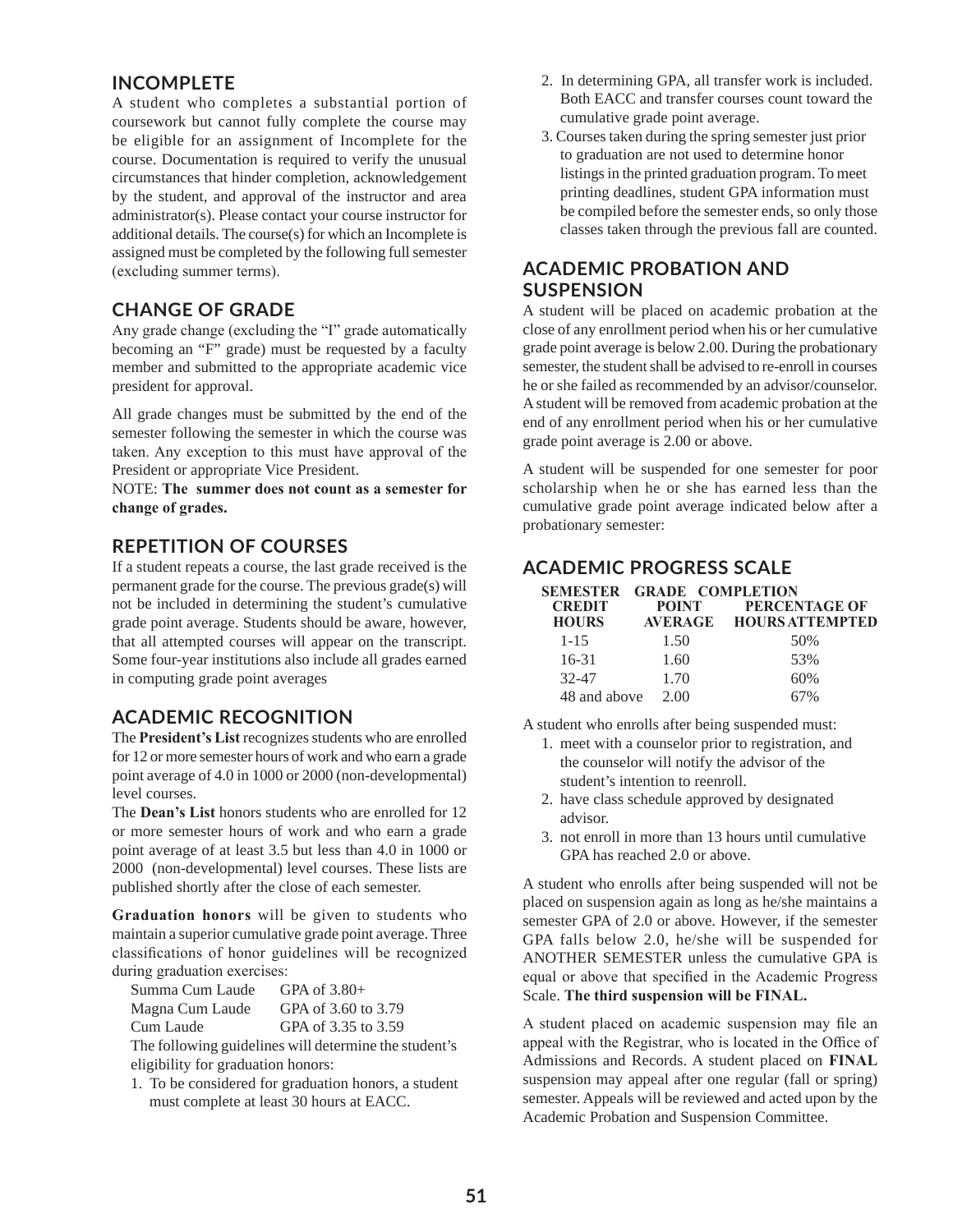## INCOMPLETE

A student who completes a substantial portion of coursework but cannot fully complete the course may be eligible for an assignment of Incomplete for the course. Documentation is required to verify the unusual circumstances that hinder completion, acknowledgement by the student, and approval of the instructor and area administrator(s). Please contact your course instructor for additional details. The course(s) for which an Incomplete is assigned must be completed by the following full semester (excluding summer terms).

## CHANGE OF GRADE

Any grade change (excluding the "I" grade automatically becoming an "F" grade) must be requested by a faculty member and submitted to the appropriate academic vice president for approval.

All grade changes must be submitted by the end of the semester following the semester in which the course was taken. Any exception to this must have approval of the President or appropriate Vice President.

NOTE: **The summer does not count as a semester for change of grades.**

## REPETITION OF COURSES

If a student repeats a course, the last grade received is the permanent grade for the course. The previous grade(s) will not be included in determining the student's cumulative grade point average. Students should be aware, however, that all attempted courses will appear on the transcript. Some four-year institutions also include all grades earned in computing grade point averages

## ACADEMIC RECOGNITION

The **President's List** recognizes students who are enrolled for 12 or more semester hours of work and who earn a grade point average of 4.0 in 1000 or 2000 (non-developmental) level courses.

The **Dean's List** honors students who are enrolled for 12 or more semester hours of work and who earn a grade point average of at least 3.5 but less than 4.0 in 1000 or 2000 (non-developmental) level courses. These lists are published shortly after the close of each semester.

**Graduation honors** will be given to students who maintain a superior cumulative grade point average. Three classifications of honor guidelines will be recognized during graduation exercises:

| | |
|---|---|
| Summa Cum Laude | GPA of 3.80+ |
| Magna Cum Laude | GPA of 3.60 to 3.79 |
| Cum Laude | GPA of 3.35 to 3.59 |

The following guidelines will determine the student's eligibility for graduation honors:

1. To be considered for graduation honors, a student must complete at least 30 hours at EACC.
2. In determining GPA, all transfer work is included. Both EACC and transfer courses count toward the cumulative grade point average.
3. Courses taken during the spring semester just prior to graduation are not used to determine honor listings in the printed graduation program. To meet printing deadlines, student GPA information must be compiled before the semester ends, so only those classes taken through the previous fall are counted.

## ACADEMIC PROBATION AND SUSPENSION

A student will be placed on academic probation at the close of any enrollment period when his or her cumulative grade point average is below 2.00. During the probationary semester, the student shall be advised to re-enroll in courses he or she failed as recommended by an advisor/counselor. A student will be removed from academic probation at the end of any enrollment period when his or her cumulative grade point average is 2.00 or above.

A student will be suspended for one semester for poor scholarship when he or she has earned less than the cumulative grade point average indicated below after a probationary semester:

## ACADEMIC PROGRESS SCALE

| SEMESTER CREDIT HOURS | GRADE POINT AVERAGE | COMPLETION PERCENTAGE OF HOURS ATTEMPTED |
|---|---|---|
| 1-15 | 1.50 | 50% |
| 16-31 | 1.60 | 53% |
| 32-47 | 1.70 | 60% |
| 48 and above | 2.00 | 67% |

A student who enrolls after being suspended must:

1. meet with a counselor prior to registration, and the counselor will notify the advisor of the student's intention to reenroll.
2. have class schedule approved by designated advisor.
3. not enroll in more than 13 hours until cumulative GPA has reached 2.0 or above.

A student who enrolls after being suspended will not be placed on suspension again as long as he/she maintains a semester GPA of 2.0 or above. However, if the semester GPA falls below 2.0, he/she will be suspended for ANOTHER SEMESTER unless the cumulative GPA is equal or above that specified in the Academic Progress Scale. **The third suspension will be FINAL.**

A student placed on academic suspension may file an appeal with the Registrar, who is located in the Office of Admissions and Records. A student placed on **FINAL** suspension may appeal after one regular (fall or spring) semester. Appeals will be reviewed and acted upon by the Academic Probation and Suspension Committee.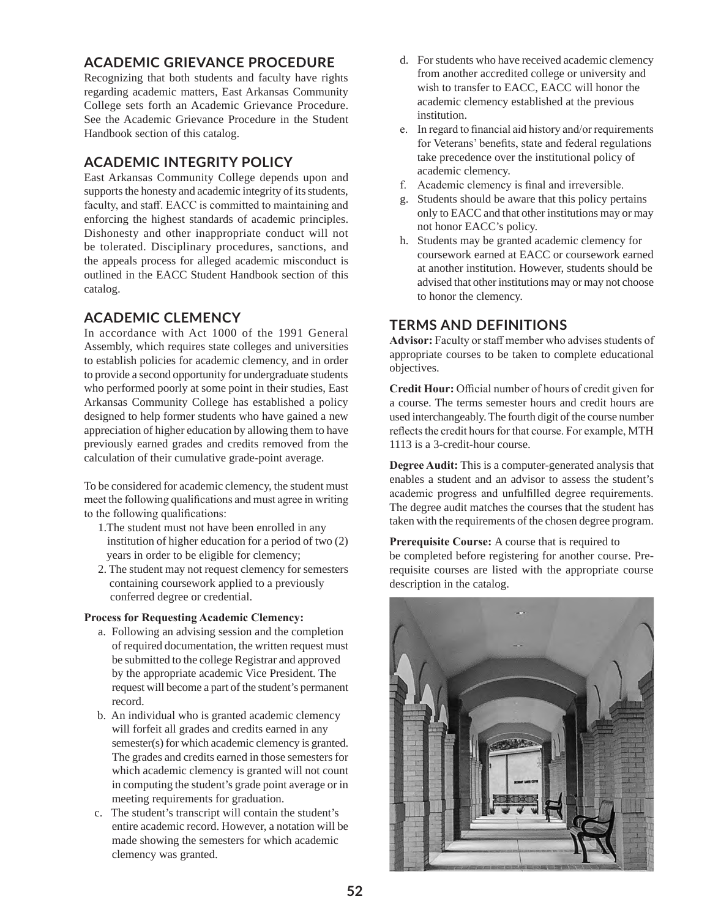## ACADEMIC GRIEVANCE PROCEDURE

Recognizing that both students and faculty have rights regarding academic matters, East Arkansas Community College sets forth an Academic Grievance Procedure. See the Academic Grievance Procedure in the Student Handbook section of this catalog.

## ACADEMIC INTEGRITY POLICY

East Arkansas Community College depends upon and supports the honesty and academic integrity of its students, faculty, and staff. EACC is committed to maintaining and enforcing the highest standards of academic principles. Dishonesty and other inappropriate conduct will not be tolerated. Disciplinary procedures, sanctions, and the appeals process for alleged academic misconduct is outlined in the EACC Student Handbook section of this catalog.

## ACADEMIC CLEMENCY

In accordance with Act 1000 of the 1991 General Assembly, which requires state colleges and universities to establish policies for academic clemency, and in order to provide a second opportunity for undergraduate students who performed poorly at some point in their studies, East Arkansas Community College has established a policy designed to help former students who have gained a new appreciation of higher education by allowing them to have previously earned grades and credits removed from the calculation of their cumulative grade-point average.

To be considered for academic clemency, the student must meet the following qualifications and must agree in writing to the following qualifications:

1. The student must not have been enrolled in any institution of higher education for a period of two (2) years in order to be eligible for clemency;
2. The student may not request clemency for semesters containing coursework applied to a previously conferred degree or credential.

**Process for Requesting Academic Clemency:**

a. Following an advising session and the completion of required documentation, the written request must be submitted to the college Registrar and approved by the appropriate academic Vice President. The request will become a part of the student's permanent record.
b. An individual who is granted academic clemency will forfeit all grades and credits earned in any semester(s) for which academic clemency is granted. The grades and credits earned in those semesters for which academic clemency is granted will not count in computing the student's grade point average or in meeting requirements for graduation.
c. The student's transcript will contain the student's entire academic record. However, a notation will be made showing the semesters for which academic clemency was granted.
d. For students who have received academic clemency from another accredited college or university and wish to transfer to EACC, EACC will honor the academic clemency established at the previous institution.
e. In regard to financial aid history and/or requirements for Veterans' benefits, state and federal regulations take precedence over the institutional policy of academic clemency.
f. Academic clemency is final and irreversible.
g. Students should be aware that this policy pertains only to EACC and that other institutions may or may not honor EACC's policy.
h. Students may be granted academic clemency for coursework earned at EACC or coursework earned at another institution. However, students should be advised that other institutions may or may not choose to honor the clemency.

## TERMS AND DEFINITIONS

**Advisor:** Faculty or staff member who advises students of appropriate courses to be taken to complete educational objectives.

**Credit Hour:** Official number of hours of credit given for a course. The terms semester hours and credit hours are used interchangeably. The fourth digit of the course number reflects the credit hours for that course. For example, MTH 1113 is a 3-credit-hour course.

**Degree Audit:** This is a computer-generated analysis that enables a student and an advisor to assess the student's academic progress and unfulfilled degree requirements. The degree audit matches the courses that the student has taken with the requirements of the chosen degree program.

**Prerequisite Course:** A course that is required to be completed before registering for another course. Prerequisite courses are listed with the appropriate course description in the catalog.